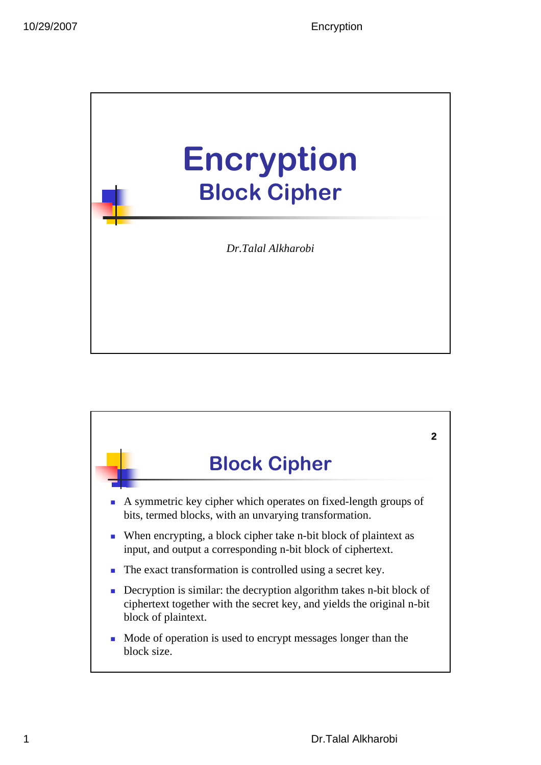# Encryption

## Block Cipher

*Dr.Talal Alkharobi*

## Block Cipher

- A symmetric key cipher which operates on fixed-length groups of bits, termed blocks, with an unvarying transformation.
- When encrypting, a block cipher take n-bit block of plaintext as input, and output a corresponding n-bit block of ciphertext.
- The exact transformation is controlled using a secret key.
- Decryption is similar: the decryption algorithm takes n-bit block of ciphertext together with the secret key, and yields the original n-bit block of plaintext.
- Mode of operation is used to encrypt messages longer than the block size.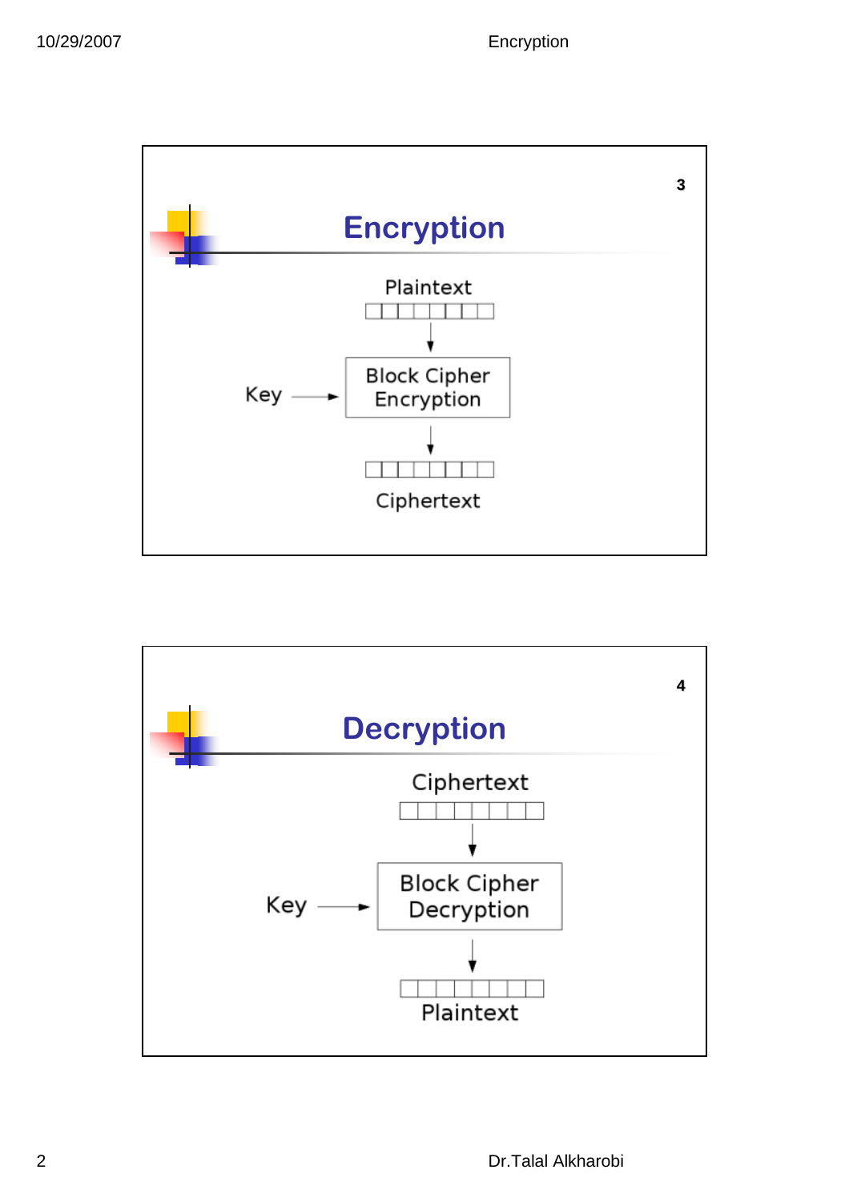## Encryption

Plaintext

Key → Block Cipher Encryption

Ciphertext

## Decryption

Ciphertext

Key → Block Cipher Decryption

Plaintext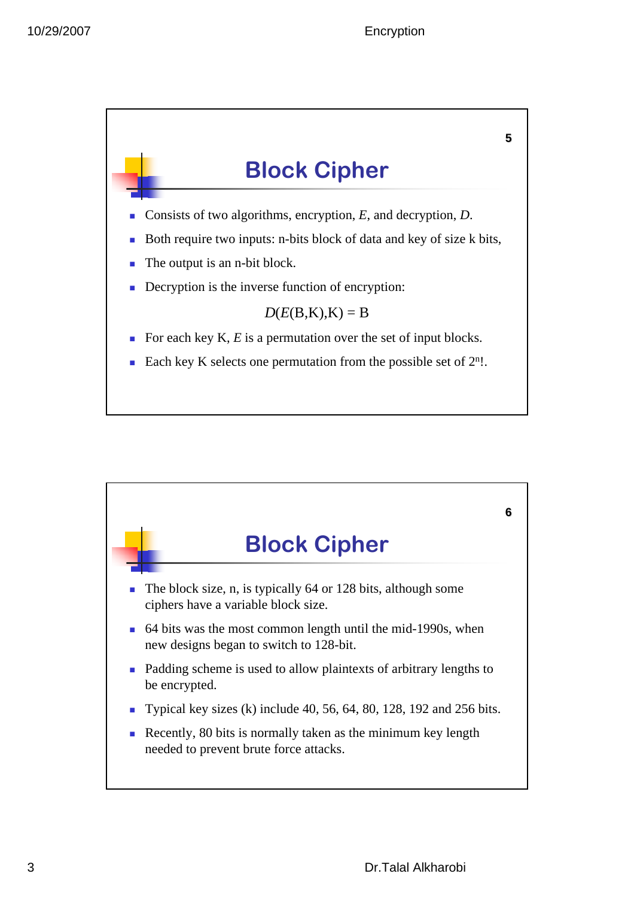## Block Cipher

- Consists of two algorithms, encryption, *E*, and decryption, *D*.
- Both require two inputs: n-bits block of data and key of size k bits,
- The output is an n-bit block.
- Decryption is the inverse function of encryption:

$$D(E(B,K),K) = B$$

- For each key K, *E* is a permutation over the set of input blocks.
- Each key K selects one permutation from the possible set of $2^n!$.

## Block Cipher

- The block size, n, is typically 64 or 128 bits, although some ciphers have a variable block size.
- 64 bits was the most common length until the mid-1990s, when new designs began to switch to 128-bit.
- Padding scheme is used to allow plaintexts of arbitrary lengths to be encrypted.
- Typical key sizes (k) include 40, 56, 64, 80, 128, 192 and 256 bits.
- Recently, 80 bits is normally taken as the minimum key length needed to prevent brute force attacks.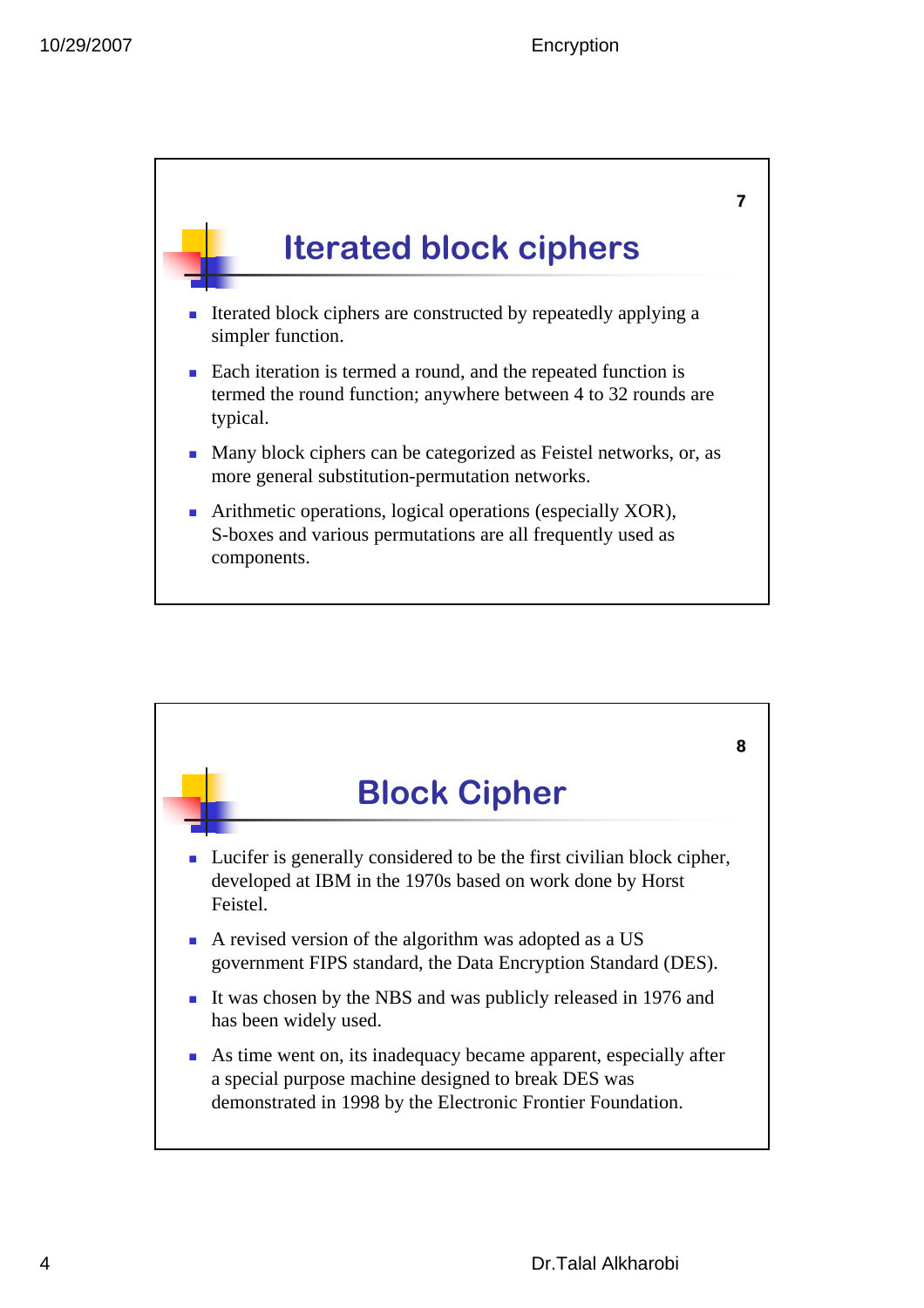## Iterated block ciphers

- Iterated block ciphers are constructed by repeatedly applying a simpler function.
- Each iteration is termed a round, and the repeated function is termed the round function; anywhere between 4 to 32 rounds are typical.
- Many block ciphers can be categorized as Feistel networks, or, as more general substitution-permutation networks.
- Arithmetic operations, logical operations (especially XOR), S-boxes and various permutations are all frequently used as components.

## Block Cipher

- Lucifer is generally considered to be the first civilian block cipher, developed at IBM in the 1970s based on work done by Horst Feistel.
- A revised version of the algorithm was adopted as a US government FIPS standard, the Data Encryption Standard (DES).
- It was chosen by the NBS and was publicly released in 1976 and has been widely used.
- As time went on, its inadequacy became apparent, especially after a special purpose machine designed to break DES was demonstrated in 1998 by the Electronic Frontier Foundation.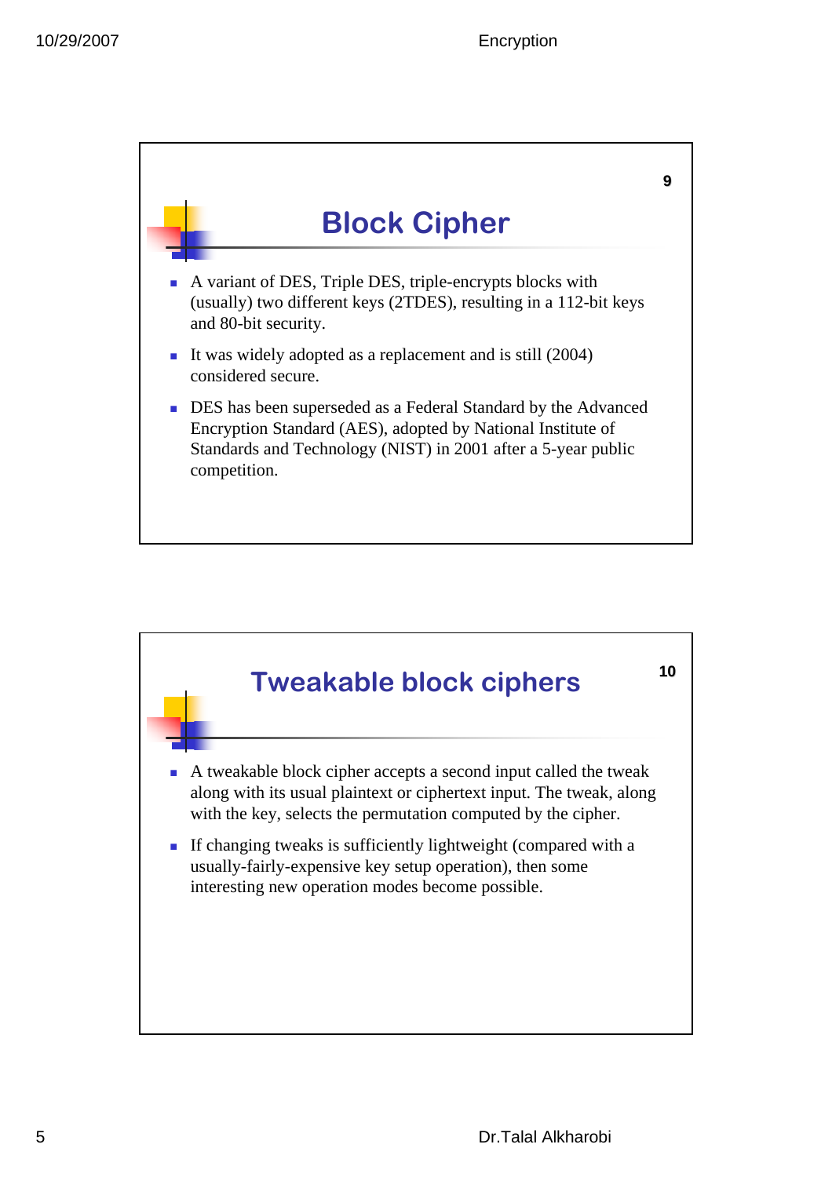## Block Cipher

- A variant of DES, Triple DES, triple-encrypts blocks with (usually) two different keys (2TDES), resulting in a 112-bit keys and 80-bit security.
- It was widely adopted as a replacement and is still (2004) considered secure.
- DES has been superseded as a Federal Standard by the Advanced Encryption Standard (AES), adopted by National Institute of Standards and Technology (NIST) in 2001 after a 5-year public competition.

## Tweakable block ciphers

- A tweakable block cipher accepts a second input called the tweak along with its usual plaintext or ciphertext input. The tweak, along with the key, selects the permutation computed by the cipher.
- If changing tweaks is sufficiently lightweight (compared with a usually-fairly-expensive key setup operation), then some interesting new operation modes become possible.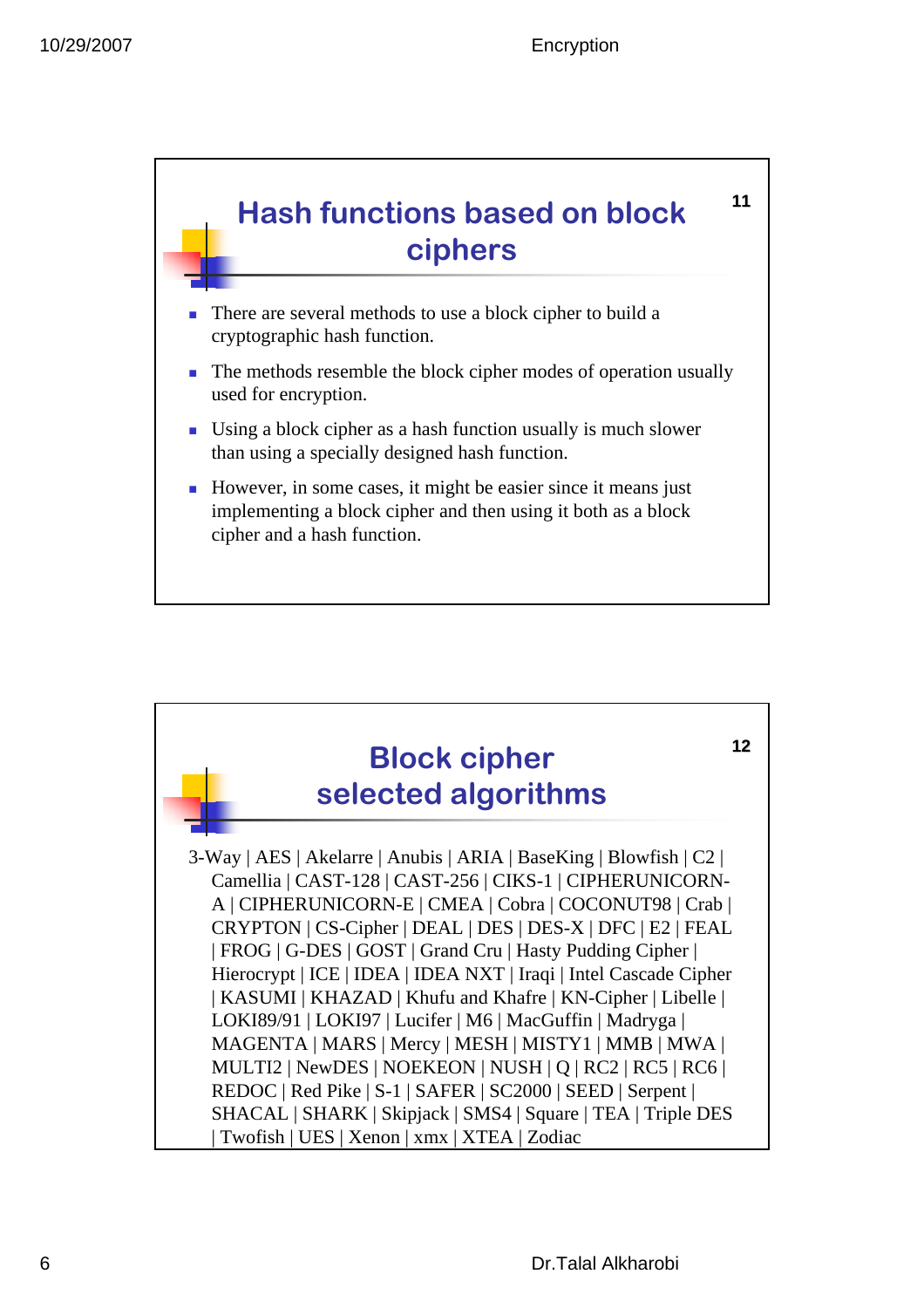## Hash functions based on block ciphers

- There are several methods to use a block cipher to build a cryptographic hash function.
- The methods resemble the block cipher modes of operation usually used for encryption.
- Using a block cipher as a hash function usually is much slower than using a specially designed hash function.
- However, in some cases, it might be easier since it means just implementing a block cipher and then using it both as a block cipher and a hash function.

## Block cipher selected algorithms

3-Way | AES | Akelarre | Anubis | ARIA | BaseKing | Blowfish | C2 | Camellia | CAST-128 | CAST-256 | CIKS-1 | CIPHERUNICORN-A | CIPHERUNICORN-E | CMEA | Cobra | COCONUT98 | Crab | CRYPTON | CS-Cipher | DEAL | DES | DES-X | DFC | E2 | FEAL | FROG | G-DES | GOST | Grand Cru | Hasty Pudding Cipher | Hierocrypt | ICE | IDEA | IDEA NXT | Iraqi | Intel Cascade Cipher | KASUMI | KHAZAD | Khufu and Khafre | KN-Cipher | Libelle | LOKI89/91 | LOKI97 | Lucifer | M6 | MacGuffin | Madryga | MAGENTA | MARS | Mercy | MESH | MISTY1 | MMB | MWA | MULTI2 | NewDES | NOEKEON | NUSH | Q | RC2 | RC5 | RC6 | REDOC | Red Pike | S-1 | SAFER | SC2000 | SEED | Serpent | SHACAL | SHARK | Skipjack | SMS4 | Square | TEA | Triple DES | Twofish | UES | Xenon | xmx | XTEA | Zodiac